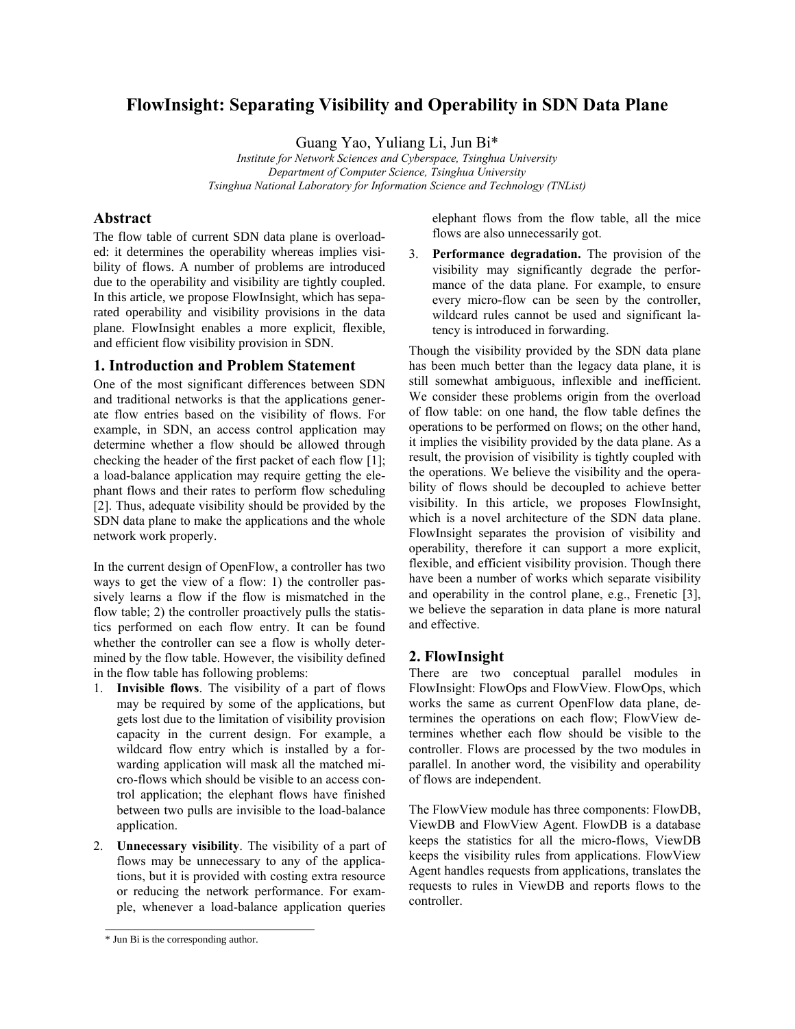# FlowInsight: Separating Visibility and Operability in SDN Data Plane

Guang Yao, Yuliang Li, Jun Bi*

*Institute for Network Sciences and Cyberspace, Tsinghua University*
*Department of Computer Science, Tsinghua University*
*Tsinghua National Laboratory for Information Science and Technology (TNList)*

## Abstract

The flow table of current SDN data plane is overloaded: it determines the operability whereas implies visibility of flows. A number of problems are introduced due to the operability and visibility are tightly coupled. In this article, we propose FlowInsight, which has separated operability and visibility provisions in the data plane. FlowInsight enables a more explicit, flexible, and efficient flow visibility provision in SDN.

## 1. Introduction and Problem Statement

One of the most significant differences between SDN and traditional networks is that the applications generate flow entries based on the visibility of flows. For example, in SDN, an access control application may determine whether a flow should be allowed through checking the header of the first packet of each flow [1]; a load-balance application may require getting the elephant flows and their rates to perform flow scheduling [2]. Thus, adequate visibility should be provided by the SDN data plane to make the applications and the whole network work properly.

In the current design of OpenFlow, a controller has two ways to get the view of a flow: 1) the controller passively learns a flow if the flow is mismatched in the flow table; 2) the controller proactively pulls the statistics performed on each flow entry. It can be found whether the controller can see a flow is wholly determined by the flow table. However, the visibility defined in the flow table has following problems:

1. **Invisible flows**. The visibility of a part of flows may be required by some of the applications, but gets lost due to the limitation of visibility provision capacity in the current design. For example, a wildcard flow entry which is installed by a forwarding application will mask all the matched micro-flows which should be visible to an access control application; the elephant flows have finished between two pulls are invisible to the load-balance application.
2. **Unnecessary visibility**. The visibility of a part of flows may be unnecessary to any of the applications, but it is provided with costing extra resource or reducing the network performance. For example, whenever a load-balance application queries elephant flows from the flow table, all the mice flows are also unnecessarily got.
3. **Performance degradation.** The provision of the visibility may significantly degrade the performance of the data plane. For example, to ensure every micro-flow can be seen by the controller, wildcard rules cannot be used and significant latency is introduced in forwarding.

Though the visibility provided by the SDN data plane has been much better than the legacy data plane, it is still somewhat ambiguous, inflexible and inefficient. We consider these problems origin from the overload of flow table: on one hand, the flow table defines the operations to be performed on flows; on the other hand, it implies the visibility provided by the data plane. As a result, the provision of visibility is tightly coupled with the operations. We believe the visibility and the operability of flows should be decoupled to achieve better visibility. In this article, we proposes FlowInsight, which is a novel architecture of the SDN data plane. FlowInsight separates the provision of visibility and operability, therefore it can support a more explicit, flexible, and efficient visibility provision. Though there have been a number of works which separate visibility and operability in the control plane, e.g., Frenetic [3], we believe the separation in data plane is more natural and effective.

## 2. FlowInsight

There are two conceptual parallel modules in FlowInsight: FlowOps and FlowView. FlowOps, which works the same as current OpenFlow data plane, determines the operations on each flow; FlowView determines whether each flow should be visible to the controller. Flows are processed by the two modules in parallel. In another word, the visibility and operability of flows are independent.

The FlowView module has three components: FlowDB, ViewDB and FlowView Agent. FlowDB is a database keeps the statistics for all the micro-flows, ViewDB keeps the visibility rules from applications. FlowView Agent handles requests from applications, translates the requests to rules in ViewDB and reports flows to the controller.

* Jun Bi is the corresponding author.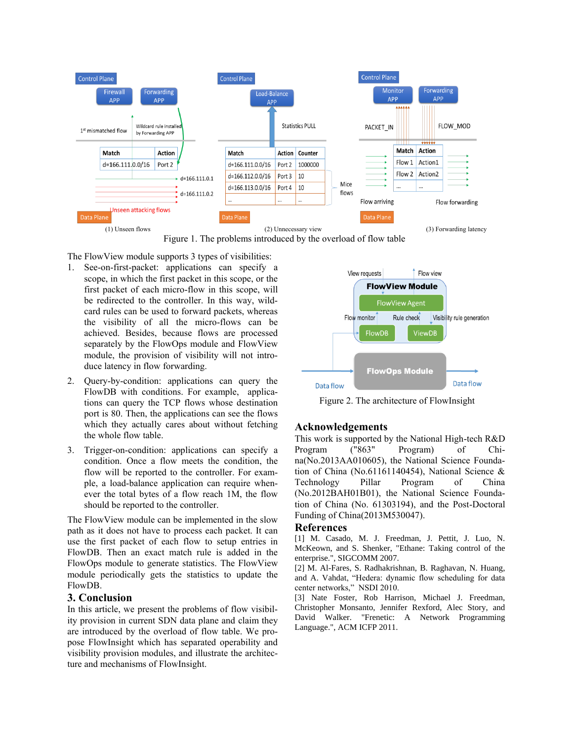Control Plane

Firewall APP

Forwarding APP

1st mismatched flow

Wildcard rule installed by Forwarding APP

| Match | Action |
|---|---|
| d=166.111.0.0/16 | Port 2 |

d=166.111.0.1

d=166.111.0.2

Unseen attacking flows

Data Plane

(1) Unseen flows

Control Plane

Load-Balance APP

Statistics PULL

| Match | Action | Counter |
|---|---|---|
| d=166.111.0.0/16 | Port 2 | 1000000 |
| d=166.112.0.0/16 | Port 3 | 10 |
| d=166.113.0.0/16 | Port 4 | 10 |
| ... | ... | ... |

Mice flows

Data Plane

(2) Unnecessary view

Control Plane

Monitor APP

Forwarding APP

PACKET_IN

FLOW_MOD

| Match | Action |
|---|---|
| Flow 1 | Action1 |
| Flow 2 | Action2 |
| ... | ... |

Flow arriving

Flow forwarding

Data Plane

(3) Forwarding latency

Figure 1. The problems introduced by the overload of flow table

The FlowView module supports 3 types of visibilities:

1. See-on-first-packet: applications can specify a scope, in which the first packet in this scope, or the first packet of each micro-flow in this scope, will be redirected to the controller. In this way, wild-card rules can be used to forward packets, whereas the visibility of all the micro-flows can be achieved. Besides, because flows are processed separately by the FlowOps module and FlowView module, the provision of visibility will not introduce latency in flow forwarding.
2. Query-by-condition: applications can query the FlowDB with conditions. For example, applications can query the TCP flows whose destination port is 80. Then, the applications can see the flows which they actually cares about without fetching the whole flow table.
3. Trigger-on-condition: applications can specify a condition. Once a flow meets the condition, the flow will be reported to the controller. For example, a load-balance application can require whenever the total bytes of a flow reach 1M, the flow should be reported to the controller.

The FlowView module can be implemented in the slow path as it does not have to process each packet. It can use the first packet of each flow to setup entries in FlowDB. Then an exact match rule is added in the FlowOps module to generate statistics. The FlowView module periodically gets the statistics to update the FlowDB.

## 3. Conclusion

In this article, we present the problems of flow visibility provision in current SDN data plane and claim they are introduced by the overload of flow table. We propose FlowInsight which has separated operability and visibility provision modules, and illustrate the architecture and mechanisms of FlowInsight.

View requests

Flow view

FlowView Module

FlowView Agent

Flow monitor

Rule check

Visibility rule generation

FlowDB

ViewDB

FlowOps Module

Data flow

Data flow

Figure 2. The architecture of FlowInsight

## Acknowledgements

This work is supported by the National High-tech R&D Program ("863" Program) of China(No.2013AA010605), the National Science Foundation of China (No.61161140454), National Science & Technology Pillar Program of China (No.2012BAH01B01), the National Science Foundation of China (No. 61303194), and the Post-Doctoral Funding of China(2013M530047).

## References

[1] M. Casado, M. J. Freedman, J. Pettit, J. Luo, N. McKeown, and S. Shenker, "Ethane: Taking control of the enterprise.", SIGCOMM 2007.

[2] M. Al-Fares, S. Radhakrishnan, B. Raghavan, N. Huang, and A. Vahdat, "Hedera: dynamic flow scheduling for data center networks," NSDI 2010.

[3] Nate Foster, Rob Harrison, Michael J. Freedman, Christopher Monsanto, Jennifer Rexford, Alec Story, and David Walker. "Frenetic: A Network Programming Language.", ACM ICFP 2011.